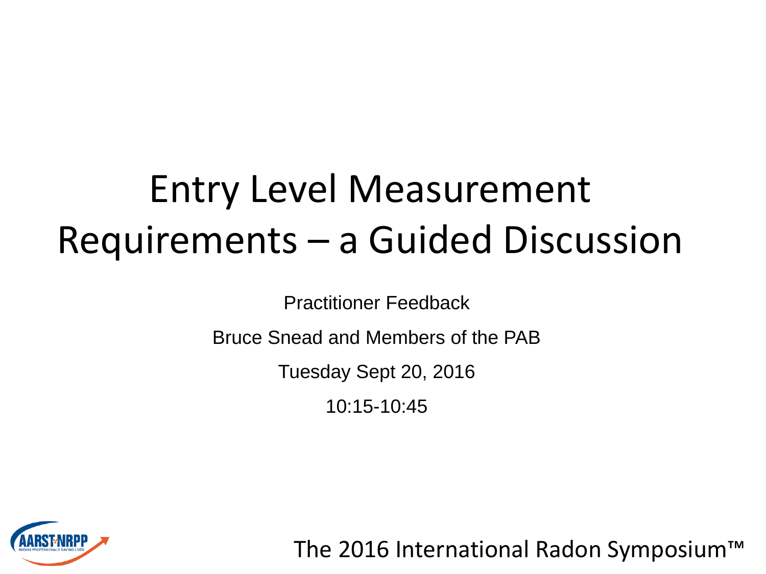# Entry Level Measurement Requirements – a Guided Discussion

Practitioner Feedback

Bruce Snead and Members of the PAB

Tuesday Sept 20, 2016

10:15-10:45

The 2016 International Radon Symposium™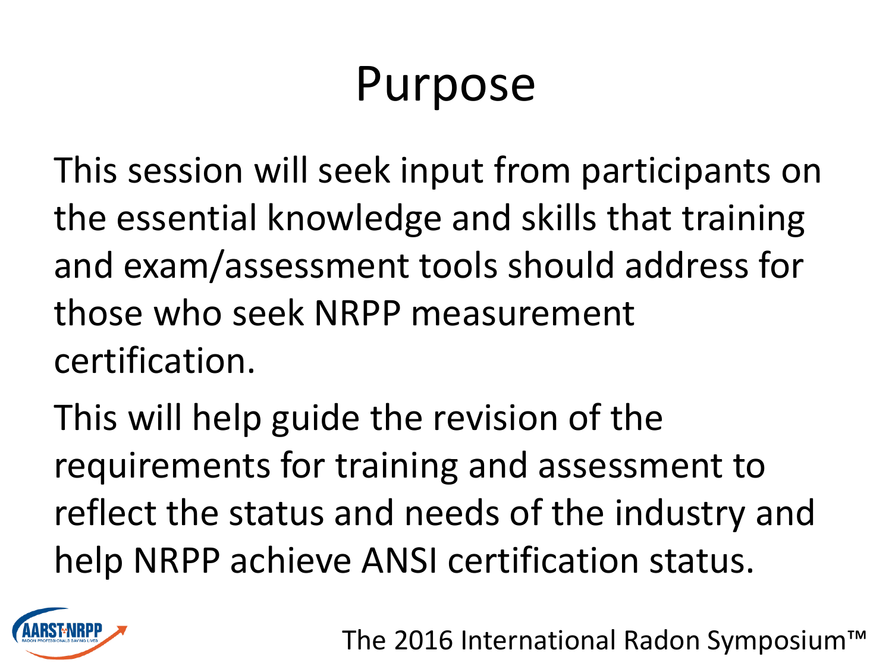# Purpose

This session will seek input from participants on the essential knowledge and skills that training and exam/assessment tools should address for those who seek NRPP measurement certification.

This will help guide the revision of the requirements for training and assessment to reflect the status and needs of the industry and help NRPP achieve ANSI certification status.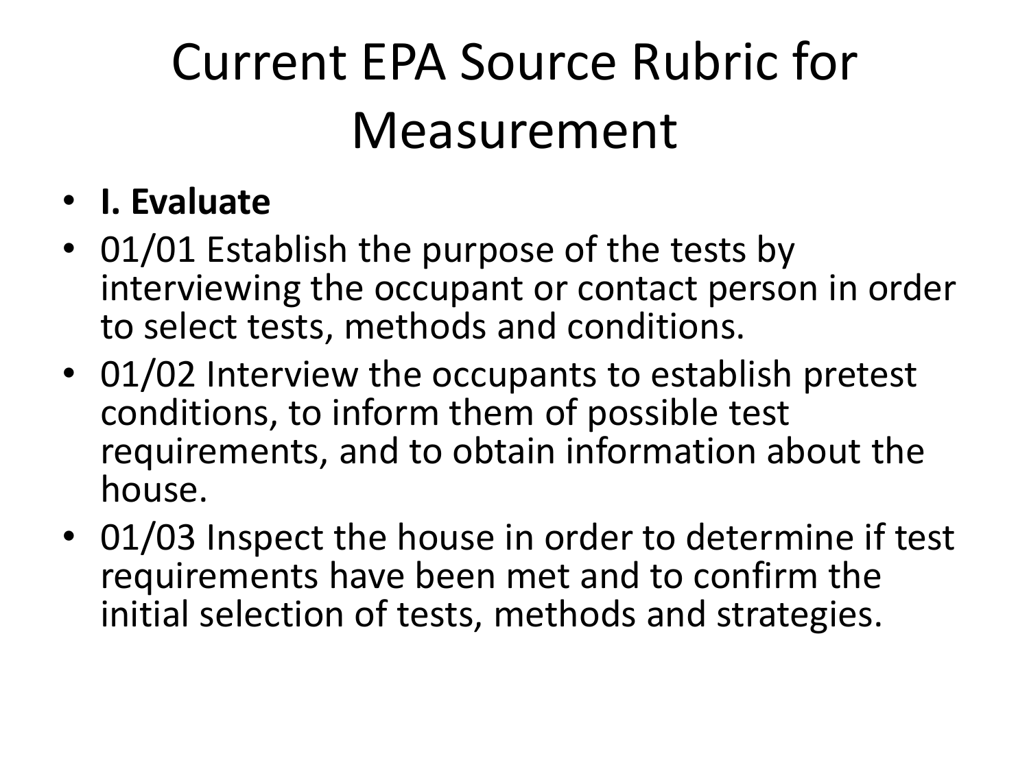# Current EPA Source Rubric for Measurement

- **I. Evaluate**
- 01/01 Establish the purpose of the tests by interviewing the occupant or contact person in order to select tests, methods and conditions.
- 01/02 Interview the occupants to establish pretest conditions, to inform them of possible test requirements, and to obtain information about the house.
- 01/03 Inspect the house in order to determine if test requirements have been met and to confirm the initial selection of tests, methods and strategies.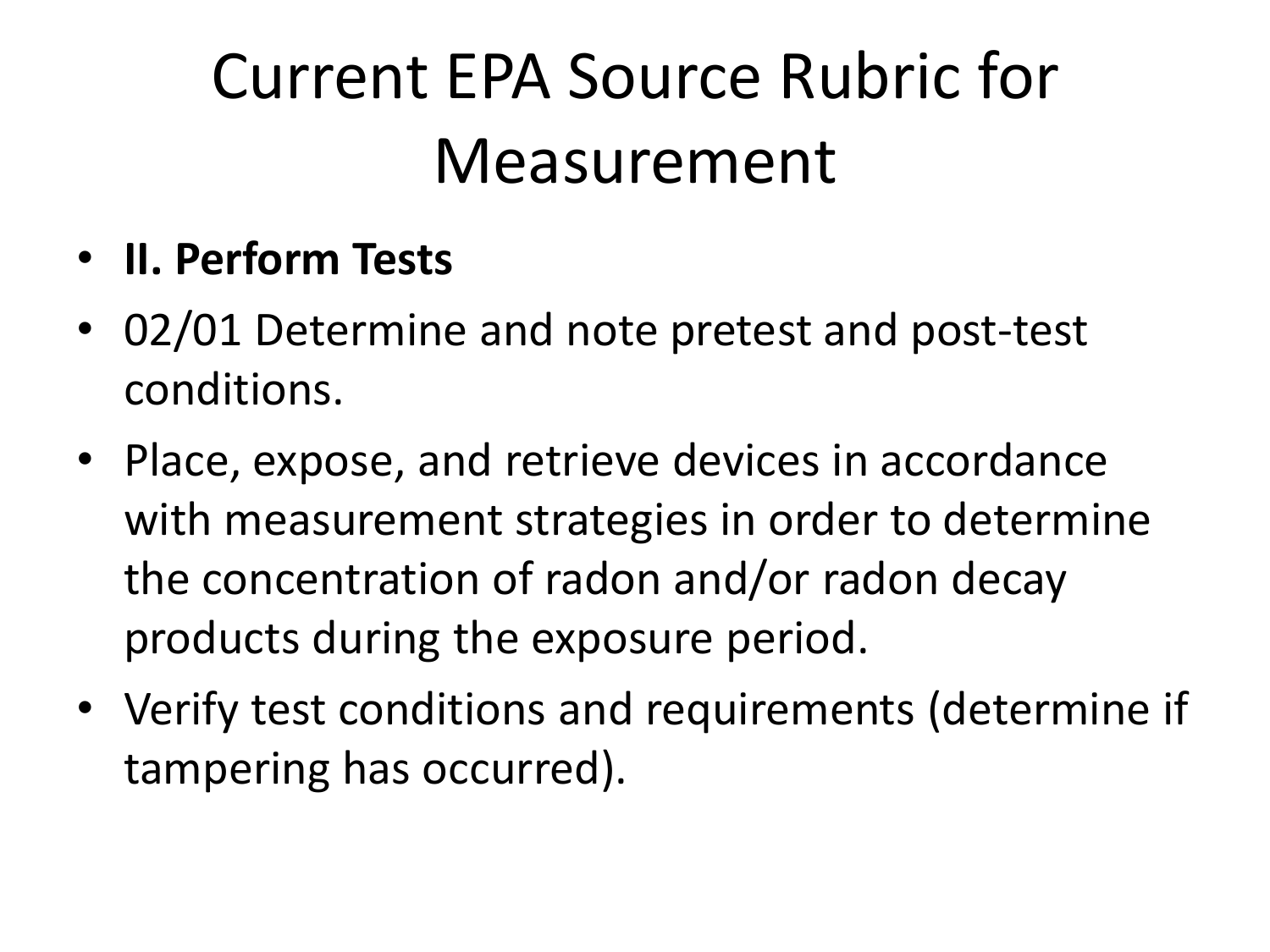# Current EPA Source Rubric for Measurement

- **II. Perform Tests**
- 02/01 Determine and note pretest and post-test conditions.
- Place, expose, and retrieve devices in accordance with measurement strategies in order to determine the concentration of radon and/or radon decay products during the exposure period.
- Verify test conditions and requirements (determine if tampering has occurred).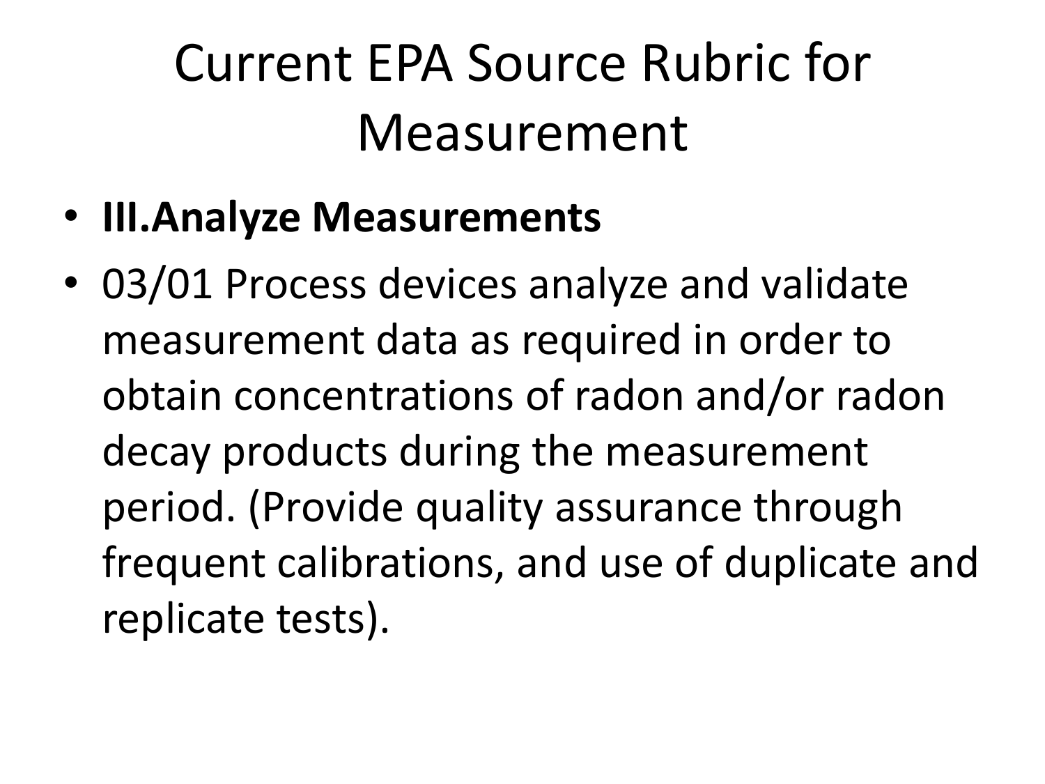# Current EPA Source Rubric for Measurement

- **III.Analyze Measurements**
- 03/01 Process devices analyze and validate measurement data as required in order to obtain concentrations of radon and/or radon decay products during the measurement period. (Provide quality assurance through frequent calibrations, and use of duplicate and replicate tests).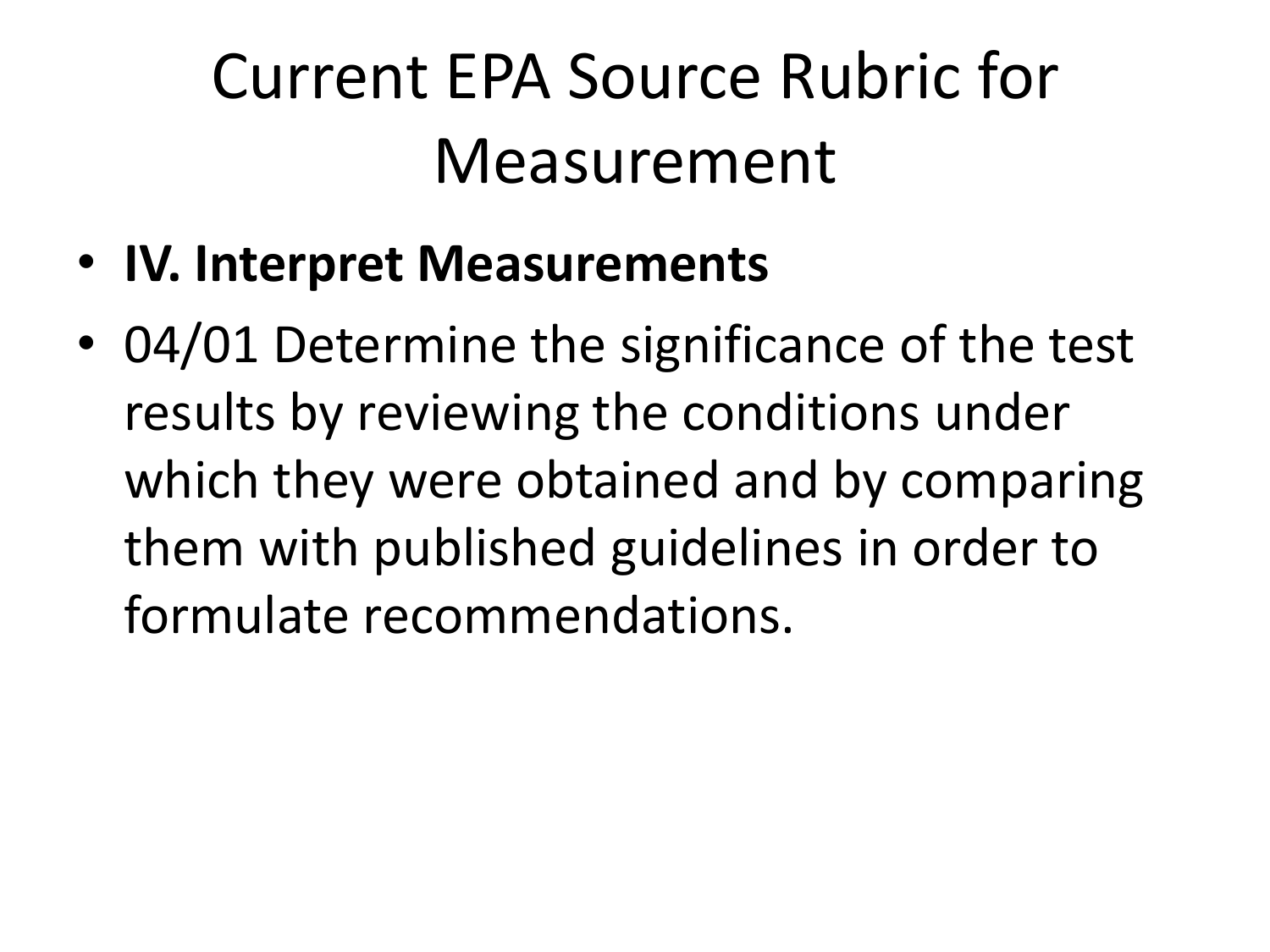# Current EPA Source Rubric for Measurement

- **IV. Interpret Measurements**
- 04/01 Determine the significance of the test results by reviewing the conditions under which they were obtained and by comparing them with published guidelines in order to formulate recommendations.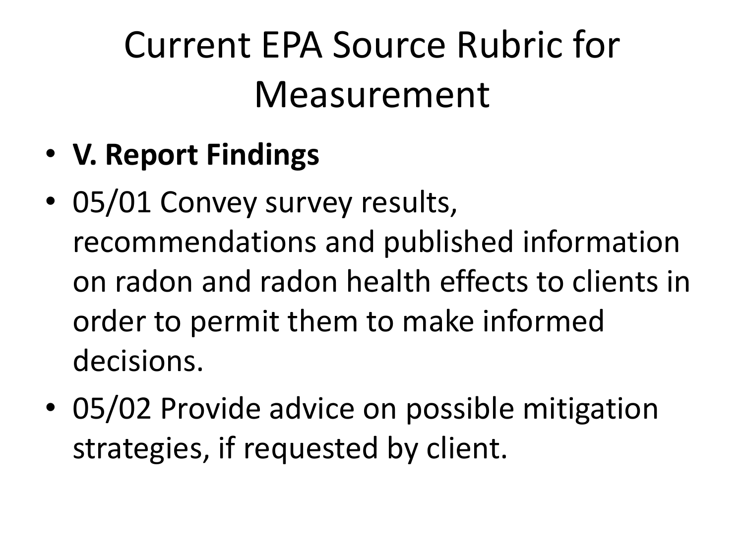# Current EPA Source Rubric for Measurement

- **V. Report Findings**
- 05/01 Convey survey results, recommendations and published information on radon and radon health effects to clients in order to permit them to make informed decisions.
- 05/02 Provide advice on possible mitigation strategies, if requested by client.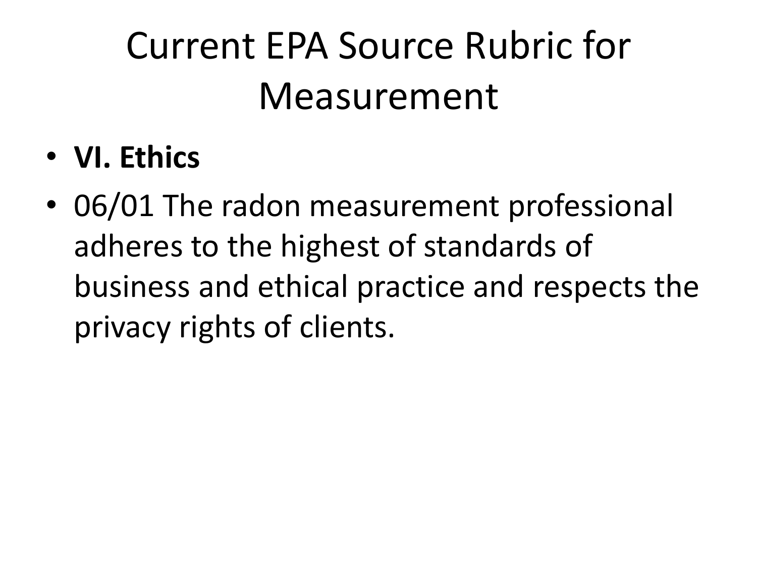# Current EPA Source Rubric for Measurement

- **VI. Ethics**
- 06/01 The radon measurement professional adheres to the highest of standards of business and ethical practice and respects the privacy rights of clients.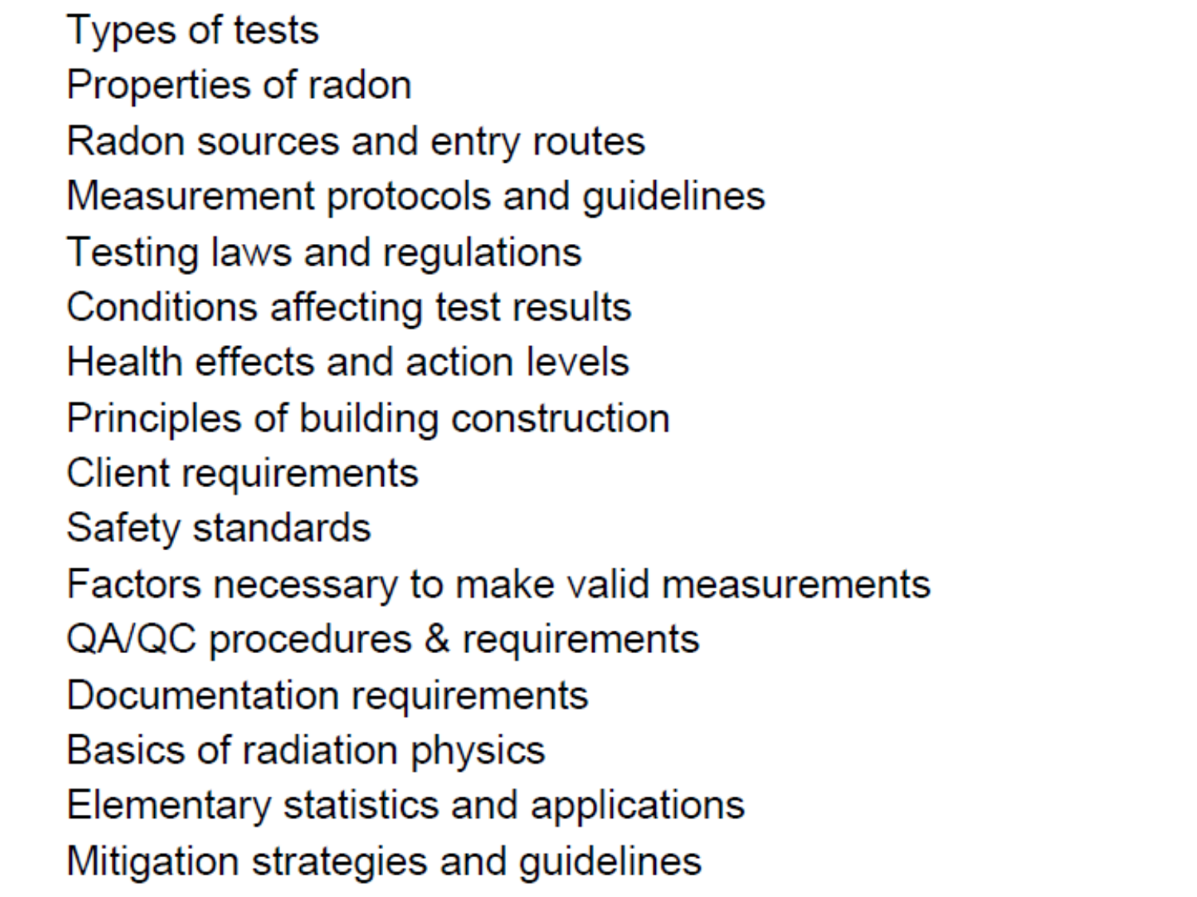Types of tests
Properties of radon
Radon sources and entry routes
Measurement protocols and guidelines
Testing laws and regulations
Conditions affecting test results
Health effects and action levels
Principles of building construction
Client requirements
Safety standards
Factors necessary to make valid measurements
QA/QC procedures & requirements
Documentation requirements
Basics of radiation physics
Elementary statistics and applications
Mitigation strategies and guidelines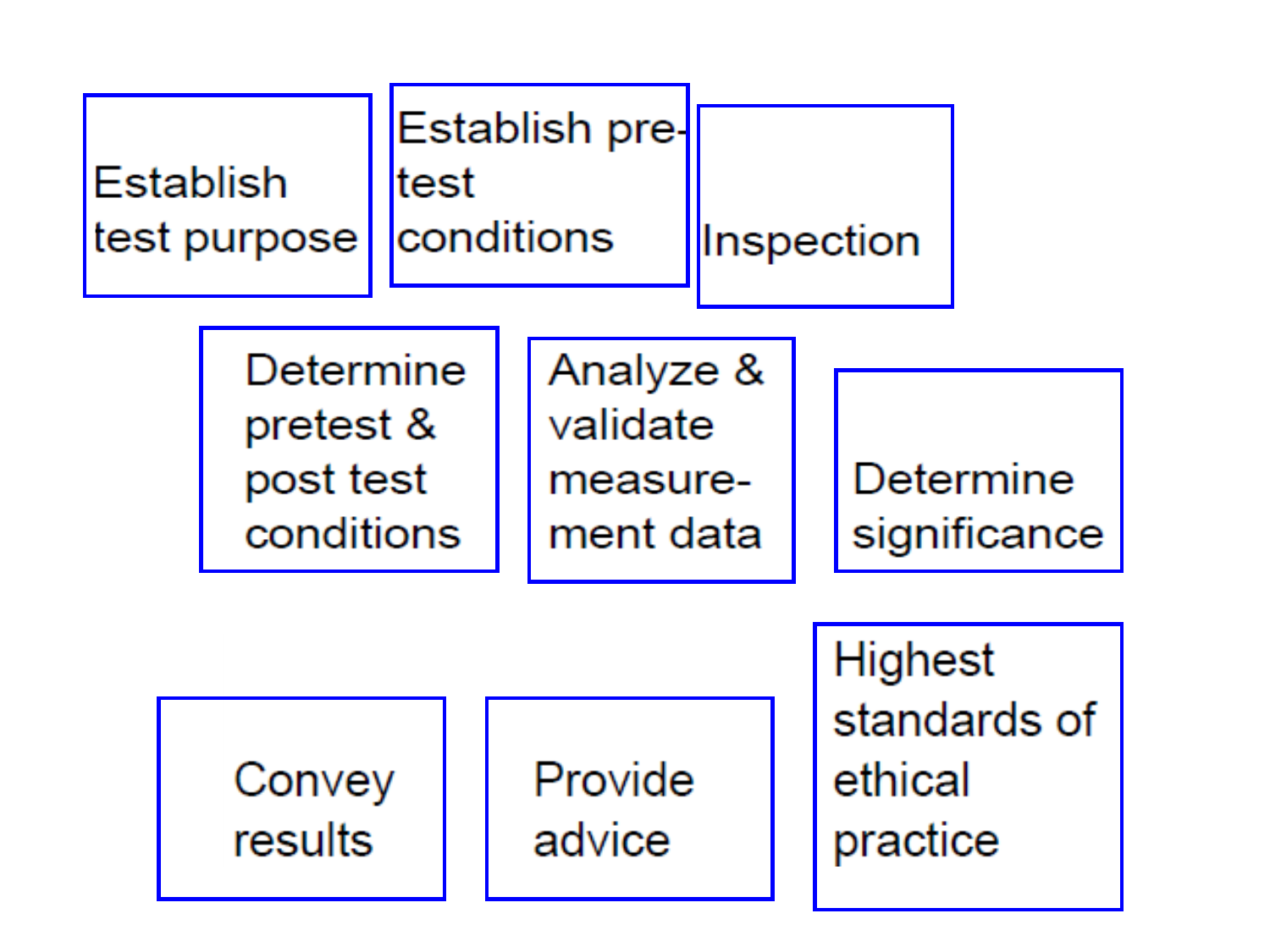Establish test purpose

Establish pre-test conditions

Inspection

Determine pretest & post test conditions

Analyze & validate measure-ment data

Determine significance

Convey results

Provide advice

Highest standards of ethical practice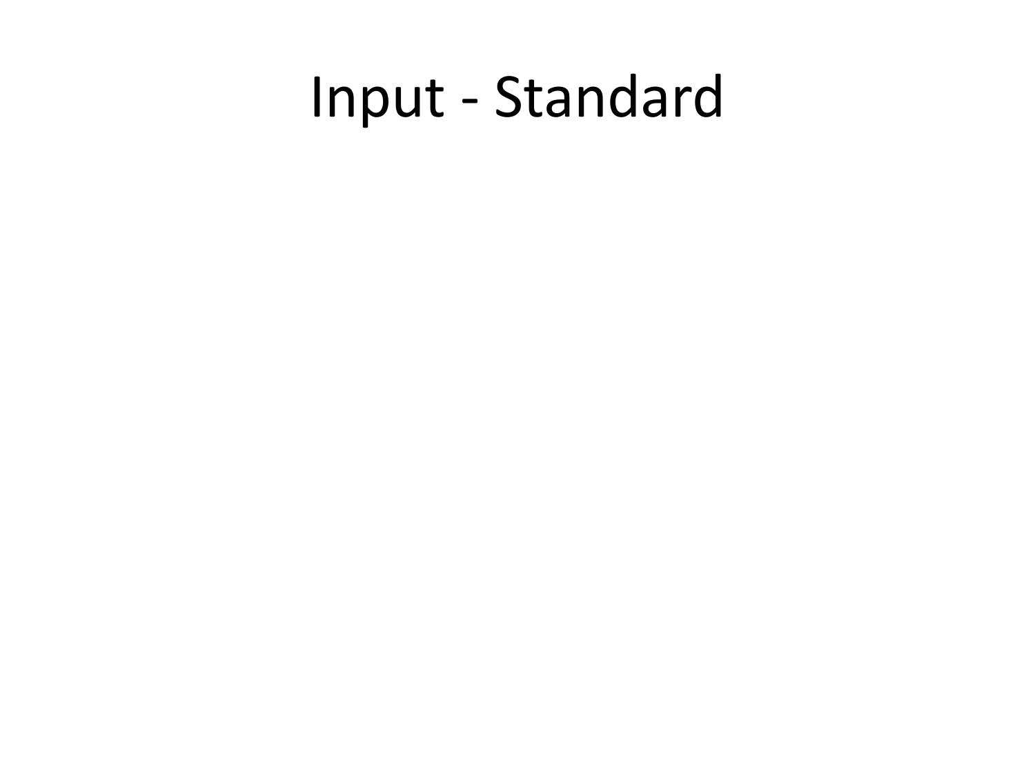# Input - Standard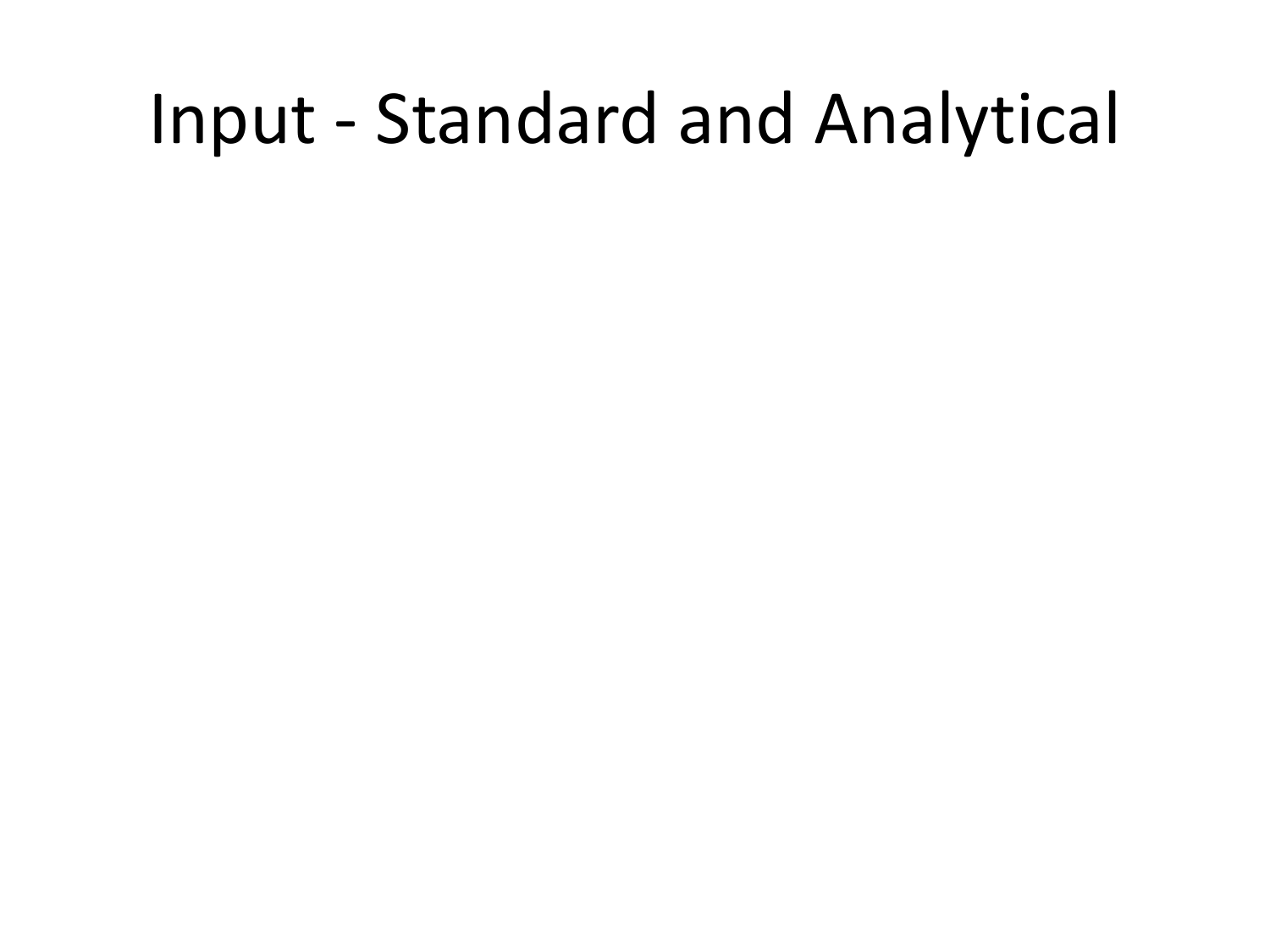# Input - Standard and Analytical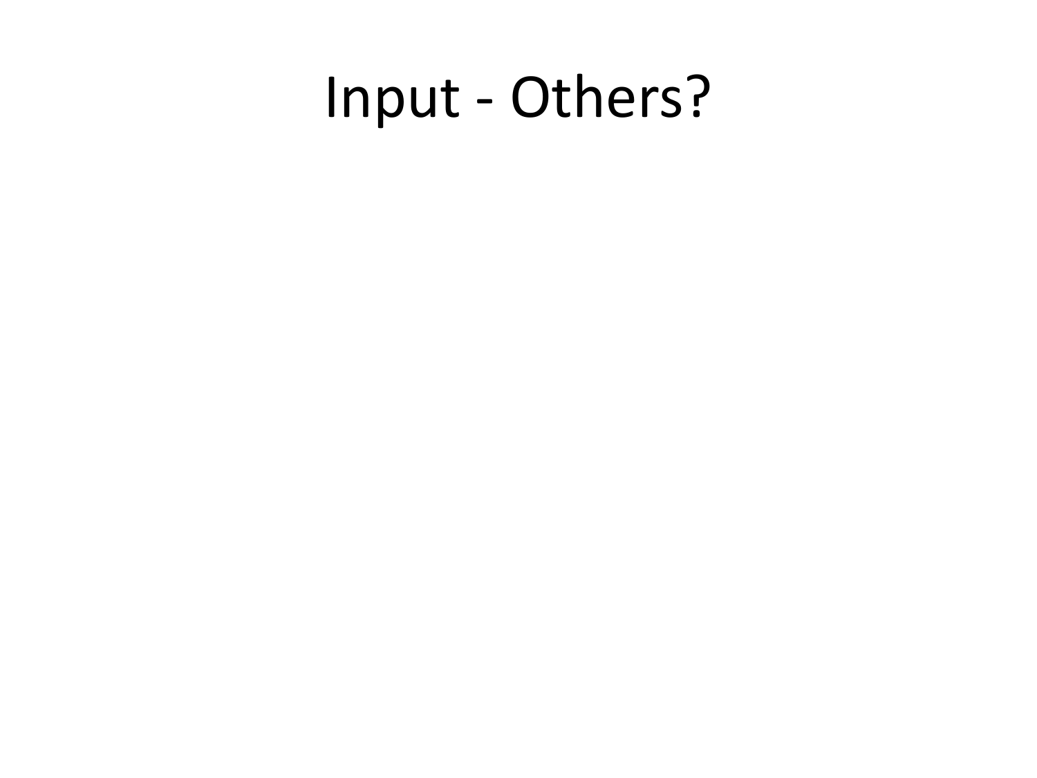# Input - Others?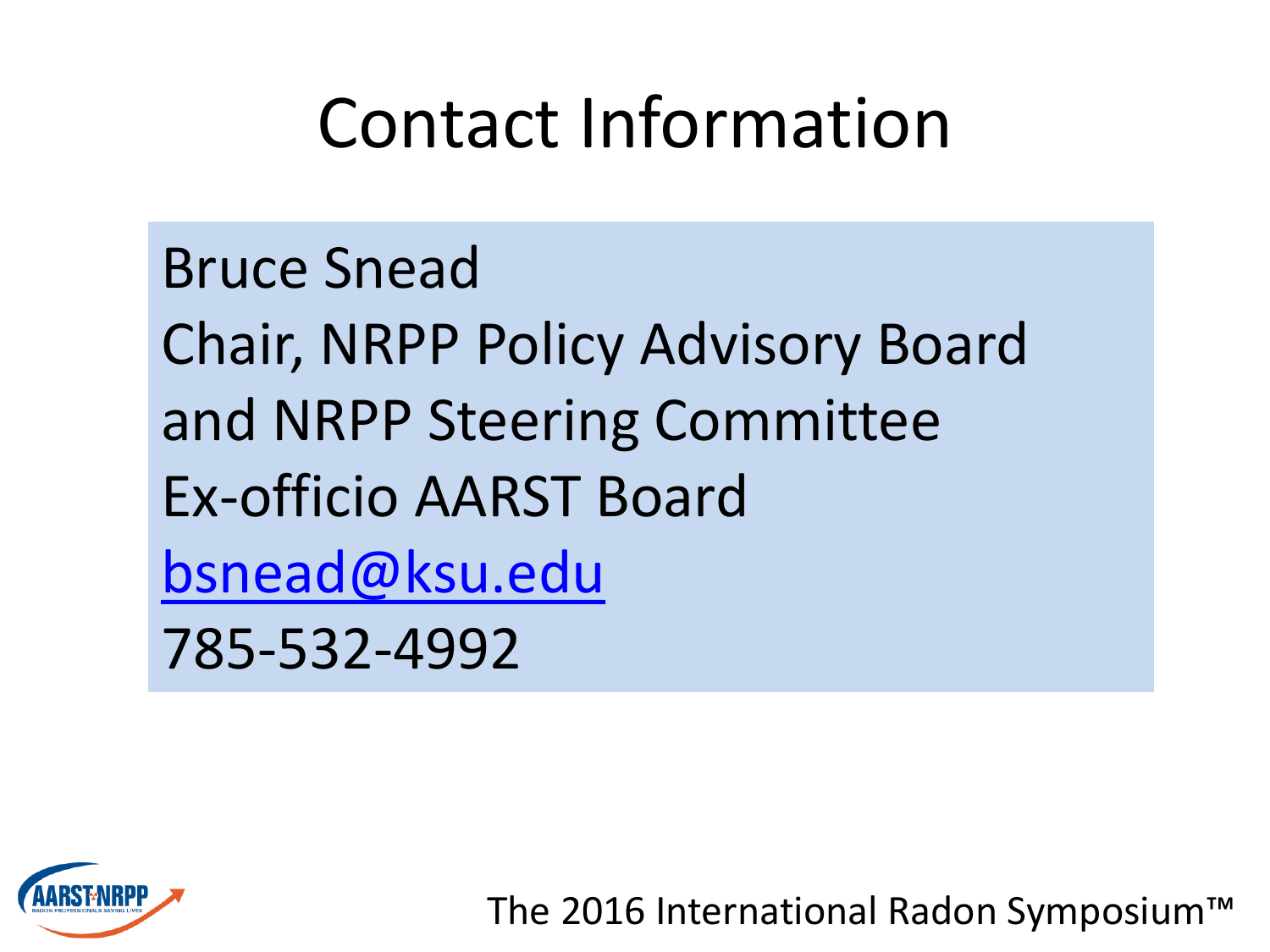# Contact Information

Bruce Snead
Chair, NRPP Policy Advisory Board
and NRPP Steering Committee
Ex-officio AARST Board
bsnead@ksu.edu
785-532-4992